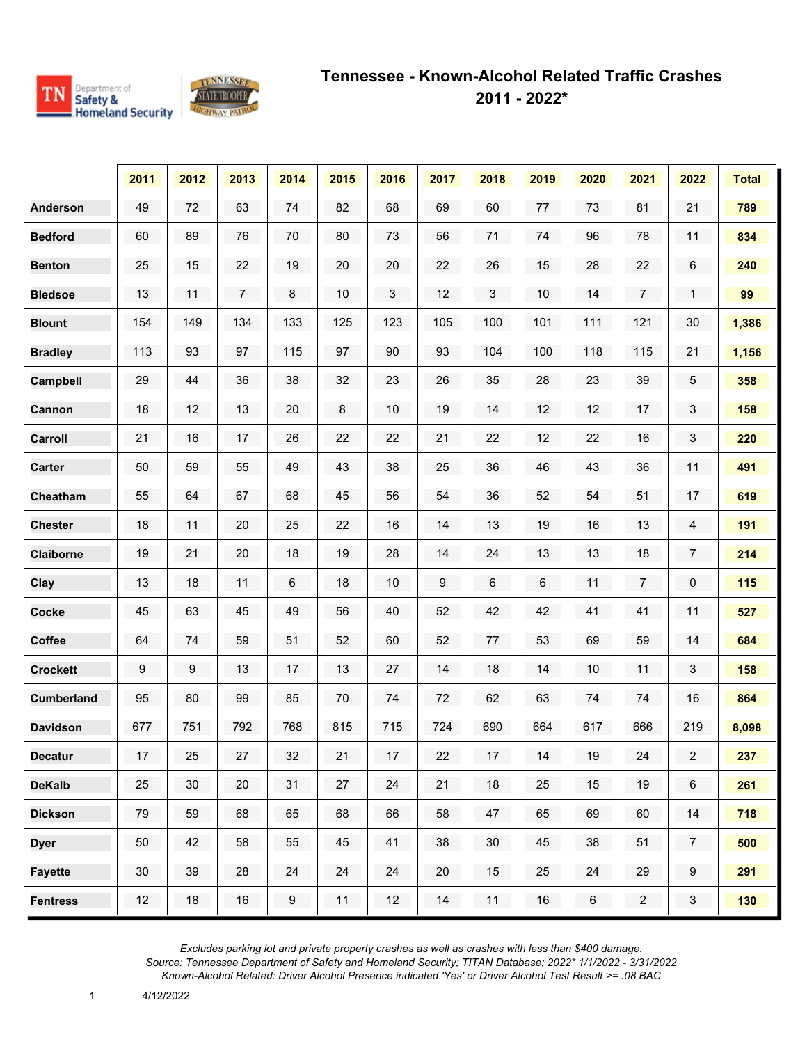# Tennessee - Known-Alcohol Related Traffic Crashes 2011 - 2022*

| | 2011 | 2012 | 2013 | 2014 | 2015 | 2016 | 2017 | 2018 | 2019 | 2020 | 2021 | 2022 | Total |
|---|---|---|---|---|---|---|---|---|---|---|---|---|---|
| **Anderson** | 49 | 72 | 63 | 74 | 82 | 68 | 69 | 60 | 77 | 73 | 81 | 21 | **789** |
| **Bedford** | 60 | 89 | 76 | 70 | 80 | 73 | 56 | 71 | 74 | 96 | 78 | 11 | **834** |
| **Benton** | 25 | 15 | 22 | 19 | 20 | 20 | 22 | 26 | 15 | 28 | 22 | 6 | **240** |
| **Bledsoe** | 13 | 11 | 7 | 8 | 10 | 3 | 12 | 3 | 10 | 14 | 7 | 1 | **99** |
| **Blount** | 154 | 149 | 134 | 133 | 125 | 123 | 105 | 100 | 101 | 111 | 121 | 30 | **1,386** |
| **Bradley** | 113 | 93 | 97 | 115 | 97 | 90 | 93 | 104 | 100 | 118 | 115 | 21 | **1,156** |
| **Campbell** | 29 | 44 | 36 | 38 | 32 | 23 | 26 | 35 | 28 | 23 | 39 | 5 | **358** |
| **Cannon** | 18 | 12 | 13 | 20 | 8 | 10 | 19 | 14 | 12 | 12 | 17 | 3 | **158** |
| **Carroll** | 21 | 16 | 17 | 26 | 22 | 22 | 21 | 22 | 12 | 22 | 16 | 3 | **220** |
| **Carter** | 50 | 59 | 55 | 49 | 43 | 38 | 25 | 36 | 46 | 43 | 36 | 11 | **491** |
| **Cheatham** | 55 | 64 | 67 | 68 | 45 | 56 | 54 | 36 | 52 | 54 | 51 | 17 | **619** |
| **Chester** | 18 | 11 | 20 | 25 | 22 | 16 | 14 | 13 | 19 | 16 | 13 | 4 | **191** |
| **Claiborne** | 19 | 21 | 20 | 18 | 19 | 28 | 14 | 24 | 13 | 13 | 18 | 7 | **214** |
| **Clay** | 13 | 18 | 11 | 6 | 18 | 10 | 9 | 6 | 6 | 11 | 7 | 0 | **115** |
| **Cocke** | 45 | 63 | 45 | 49 | 56 | 40 | 52 | 42 | 42 | 41 | 41 | 11 | **527** |
| **Coffee** | 64 | 74 | 59 | 51 | 52 | 60 | 52 | 77 | 53 | 69 | 59 | 14 | **684** |
| **Crockett** | 9 | 9 | 13 | 17 | 13 | 27 | 14 | 18 | 14 | 10 | 11 | 3 | **158** |
| **Cumberland** | 95 | 80 | 99 | 85 | 70 | 74 | 72 | 62 | 63 | 74 | 74 | 16 | **864** |
| **Davidson** | 677 | 751 | 792 | 768 | 815 | 715 | 724 | 690 | 664 | 617 | 666 | 219 | **8,098** |
| **Decatur** | 17 | 25 | 27 | 32 | 21 | 17 | 22 | 17 | 14 | 19 | 24 | 2 | **237** |
| **DeKalb** | 25 | 30 | 20 | 31 | 27 | 24 | 21 | 18 | 25 | 15 | 19 | 6 | **261** |
| **Dickson** | 79 | 59 | 68 | 65 | 68 | 66 | 58 | 47 | 65 | 69 | 60 | 14 | **718** |
| **Dyer** | 50 | 42 | 58 | 55 | 45 | 41 | 38 | 30 | 45 | 38 | 51 | 7 | **500** |
| **Fayette** | 30 | 39 | 28 | 24 | 24 | 24 | 20 | 15 | 25 | 24 | 29 | 9 | **291** |
| **Fentress** | 12 | 18 | 16 | 9 | 11 | 12 | 14 | 11 | 16 | 6 | 2 | 3 | **130** |

*Excludes parking lot and private property crashes as well as crashes with less than $400 damage.*
*Source: Tennessee Department of Safety and Homeland Security; TITAN Database; 2022* 1/1/2022 - 3/31/2022*
*Known-Alcohol Related: Driver Alcohol Presence indicated 'Yes' or Driver Alcohol Test Result >= .08 BAC*

4/12/2022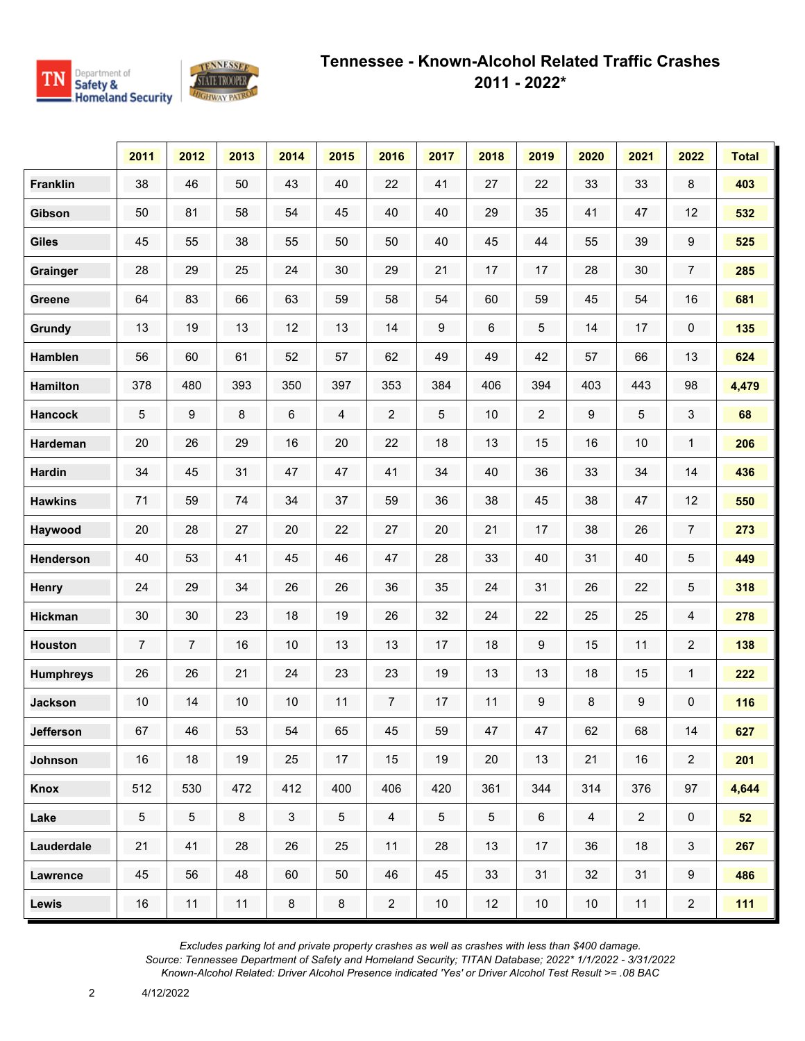# Tennessee - Known-Alcohol Related Traffic Crashes 2011 - 2022*

| | 2011 | 2012 | 2013 | 2014 | 2015 | 2016 | 2017 | 2018 | 2019 | 2020 | 2021 | 2022 | Total |
|---|---|---|---|---|---|---|---|---|---|---|---|---|---|
| **Franklin** | 38 | 46 | 50 | 43 | 40 | 22 | 41 | 27 | 22 | 33 | 33 | 8 | **403** |
| **Gibson** | 50 | 81 | 58 | 54 | 45 | 40 | 40 | 29 | 35 | 41 | 47 | 12 | **532** |
| **Giles** | 45 | 55 | 38 | 55 | 50 | 50 | 40 | 45 | 44 | 55 | 39 | 9 | **525** |
| **Grainger** | 28 | 29 | 25 | 24 | 30 | 29 | 21 | 17 | 17 | 28 | 30 | 7 | **285** |
| **Greene** | 64 | 83 | 66 | 63 | 59 | 58 | 54 | 60 | 59 | 45 | 54 | 16 | **681** |
| **Grundy** | 13 | 19 | 13 | 12 | 13 | 14 | 9 | 6 | 5 | 14 | 17 | 0 | **135** |
| **Hamblen** | 56 | 60 | 61 | 52 | 57 | 62 | 49 | 49 | 42 | 57 | 66 | 13 | **624** |
| **Hamilton** | 378 | 480 | 393 | 350 | 397 | 353 | 384 | 406 | 394 | 403 | 443 | 98 | **4,479** |
| **Hancock** | 5 | 9 | 8 | 6 | 4 | 2 | 5 | 10 | 2 | 9 | 5 | 3 | **68** |
| **Hardeman** | 20 | 26 | 29 | 16 | 20 | 22 | 18 | 13 | 15 | 16 | 10 | 1 | **206** |
| **Hardin** | 34 | 45 | 31 | 47 | 47 | 41 | 34 | 40 | 36 | 33 | 34 | 14 | **436** |
| **Hawkins** | 71 | 59 | 74 | 34 | 37 | 59 | 36 | 38 | 45 | 38 | 47 | 12 | **550** |
| **Haywood** | 20 | 28 | 27 | 20 | 22 | 27 | 20 | 21 | 17 | 38 | 26 | 7 | **273** |
| **Henderson** | 40 | 53 | 41 | 45 | 46 | 47 | 28 | 33 | 40 | 31 | 40 | 5 | **449** |
| **Henry** | 24 | 29 | 34 | 26 | 26 | 36 | 35 | 24 | 31 | 26 | 22 | 5 | **318** |
| **Hickman** | 30 | 30 | 23 | 18 | 19 | 26 | 32 | 24 | 22 | 25 | 25 | 4 | **278** |
| **Houston** | 7 | 7 | 16 | 10 | 13 | 13 | 17 | 18 | 9 | 15 | 11 | 2 | **138** |
| **Humphreys** | 26 | 26 | 21 | 24 | 23 | 23 | 19 | 13 | 13 | 18 | 15 | 1 | **222** |
| **Jackson** | 10 | 14 | 10 | 10 | 11 | 7 | 17 | 11 | 9 | 8 | 9 | 0 | **116** |
| **Jefferson** | 67 | 46 | 53 | 54 | 65 | 45 | 59 | 47 | 47 | 62 | 68 | 14 | **627** |
| **Johnson** | 16 | 18 | 19 | 25 | 17 | 15 | 19 | 20 | 13 | 21 | 16 | 2 | **201** |
| **Knox** | 512 | 530 | 472 | 412 | 400 | 406 | 420 | 361 | 344 | 314 | 376 | 97 | **4,644** |
| **Lake** | 5 | 5 | 8 | 3 | 5 | 4 | 5 | 5 | 6 | 4 | 2 | 0 | **52** |
| **Lauderdale** | 21 | 41 | 28 | 26 | 25 | 11 | 28 | 13 | 17 | 36 | 18 | 3 | **267** |
| **Lawrence** | 45 | 56 | 48 | 60 | 50 | 46 | 45 | 33 | 31 | 32 | 31 | 9 | **486** |
| **Lewis** | 16 | 11 | 11 | 8 | 8 | 2 | 10 | 12 | 10 | 10 | 11 | 2 | **111** |

*Excludes parking lot and private property crashes as well as crashes with less than $400 damage.*
*Source: Tennessee Department of Safety and Homeland Security; TITAN Database; 2022* 1/1/2022 - 3/31/2022*
*Known-Alcohol Related: Driver Alcohol Presence indicated 'Yes' or Driver Alcohol Test Result >= .08 BAC*

4/12/2022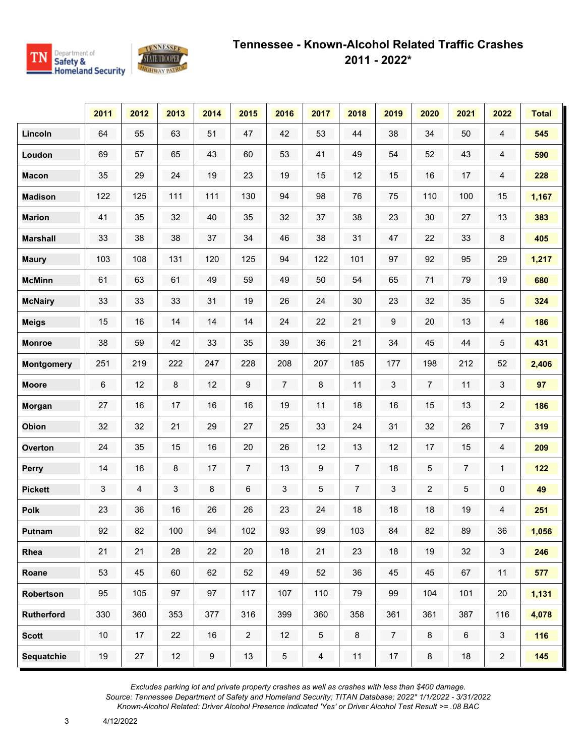# Tennessee - Known-Alcohol Related Traffic Crashes
## 2011 - 2022*

| | 2011 | 2012 | 2013 | 2014 | 2015 | 2016 | 2017 | 2018 | 2019 | 2020 | 2021 | 2022 | Total |
|---|---|---|---|---|---|---|---|---|---|---|---|---|---|
| **Lincoln** | 64 | 55 | 63 | 51 | 47 | 42 | 53 | 44 | 38 | 34 | 50 | 4 | **545** |
| **Loudon** | 69 | 57 | 65 | 43 | 60 | 53 | 41 | 49 | 54 | 52 | 43 | 4 | **590** |
| **Macon** | 35 | 29 | 24 | 19 | 23 | 19 | 15 | 12 | 15 | 16 | 17 | 4 | **228** |
| **Madison** | 122 | 125 | 111 | 111 | 130 | 94 | 98 | 76 | 75 | 110 | 100 | 15 | **1,167** |
| **Marion** | 41 | 35 | 32 | 40 | 35 | 32 | 37 | 38 | 23 | 30 | 27 | 13 | **383** |
| **Marshall** | 33 | 38 | 38 | 37 | 34 | 46 | 38 | 31 | 47 | 22 | 33 | 8 | **405** |
| **Maury** | 103 | 108 | 131 | 120 | 125 | 94 | 122 | 101 | 97 | 92 | 95 | 29 | **1,217** |
| **McMinn** | 61 | 63 | 61 | 49 | 59 | 49 | 50 | 54 | 65 | 71 | 79 | 19 | **680** |
| **McNairy** | 33 | 33 | 33 | 31 | 19 | 26 | 24 | 30 | 23 | 32 | 35 | 5 | **324** |
| **Meigs** | 15 | 16 | 14 | 14 | 14 | 24 | 22 | 21 | 9 | 20 | 13 | 4 | **186** |
| **Monroe** | 38 | 59 | 42 | 33 | 35 | 39 | 36 | 21 | 34 | 45 | 44 | 5 | **431** |
| **Montgomery** | 251 | 219 | 222 | 247 | 228 | 208 | 207 | 185 | 177 | 198 | 212 | 52 | **2,406** |
| **Moore** | 6 | 12 | 8 | 12 | 9 | 7 | 8 | 11 | 3 | 7 | 11 | 3 | **97** |
| **Morgan** | 27 | 16 | 17 | 16 | 16 | 19 | 11 | 18 | 16 | 15 | 13 | 2 | **186** |
| **Obion** | 32 | 32 | 21 | 29 | 27 | 25 | 33 | 24 | 31 | 32 | 26 | 7 | **319** |
| **Overton** | 24 | 35 | 15 | 16 | 20 | 26 | 12 | 13 | 12 | 17 | 15 | 4 | **209** |
| **Perry** | 14 | 16 | 8 | 17 | 7 | 13 | 9 | 7 | 18 | 5 | 7 | 1 | **122** |
| **Pickett** | 3 | 4 | 3 | 8 | 6 | 3 | 5 | 7 | 3 | 2 | 5 | 0 | **49** |
| **Polk** | 23 | 36 | 16 | 26 | 26 | 23 | 24 | 18 | 18 | 18 | 19 | 4 | **251** |
| **Putnam** | 92 | 82 | 100 | 94 | 102 | 93 | 99 | 103 | 84 | 82 | 89 | 36 | **1,056** |
| **Rhea** | 21 | 21 | 28 | 22 | 20 | 18 | 21 | 23 | 18 | 19 | 32 | 3 | **246** |
| **Roane** | 53 | 45 | 60 | 62 | 52 | 49 | 52 | 36 | 45 | 45 | 67 | 11 | **577** |
| **Robertson** | 95 | 105 | 97 | 97 | 117 | 107 | 110 | 79 | 99 | 104 | 101 | 20 | **1,131** |
| **Rutherford** | 330 | 360 | 353 | 377 | 316 | 399 | 360 | 358 | 361 | 361 | 387 | 116 | **4,078** |
| **Scott** | 10 | 17 | 22 | 16 | 2 | 12 | 5 | 8 | 7 | 8 | 6 | 3 | **116** |
| **Sequatchie** | 19 | 27 | 12 | 9 | 13 | 5 | 4 | 11 | 17 | 8 | 18 | 2 | **145** |

*Excludes parking lot and private property crashes as well as crashes with less than $400 damage.*
*Source: Tennessee Department of Safety and Homeland Security; TITAN Database; 2022* 1/1/2022 - 3/31/2022*
*Known-Alcohol Related: Driver Alcohol Presence indicated 'Yes' or Driver Alcohol Test Result >= .08 BAC*

4/12/2022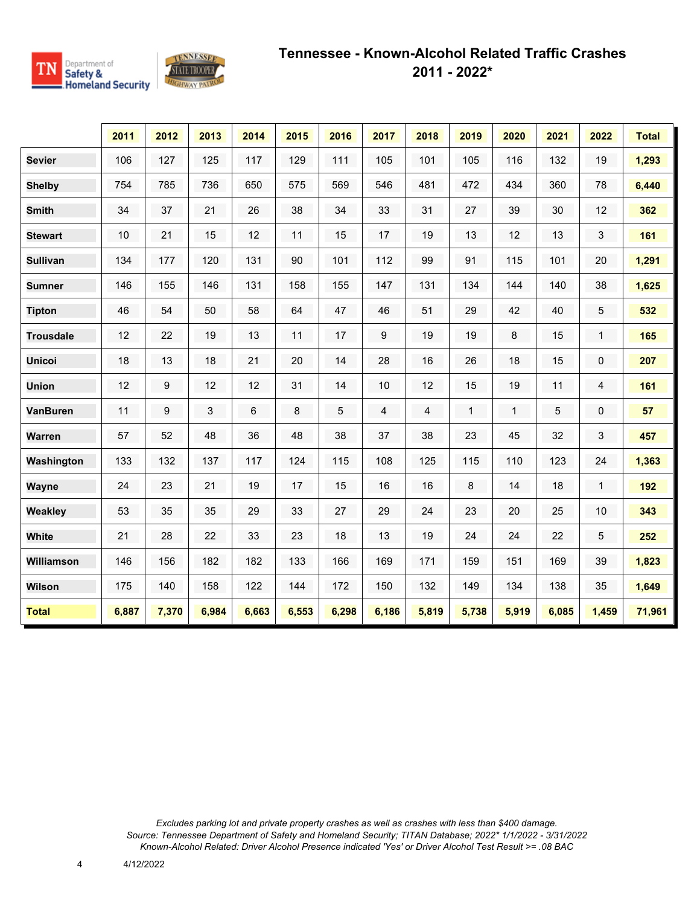# Tennessee - Known-Alcohol Related Traffic Crashes 2011 - 2022*

| | 2011 | 2012 | 2013 | 2014 | 2015 | 2016 | 2017 | 2018 | 2019 | 2020 | 2021 | 2022 | Total |
|---|---|---|---|---|---|---|---|---|---|---|---|---|---|
| **Sevier** | 106 | 127 | 125 | 117 | 129 | 111 | 105 | 101 | 105 | 116 | 132 | 19 | **1,293** |
| **Shelby** | 754 | 785 | 736 | 650 | 575 | 569 | 546 | 481 | 472 | 434 | 360 | 78 | **6,440** |
| **Smith** | 34 | 37 | 21 | 26 | 38 | 34 | 33 | 31 | 27 | 39 | 30 | 12 | **362** |
| **Stewart** | 10 | 21 | 15 | 12 | 11 | 15 | 17 | 19 | 13 | 12 | 13 | 3 | **161** |
| **Sullivan** | 134 | 177 | 120 | 131 | 90 | 101 | 112 | 99 | 91 | 115 | 101 | 20 | **1,291** |
| **Sumner** | 146 | 155 | 146 | 131 | 158 | 155 | 147 | 131 | 134 | 144 | 140 | 38 | **1,625** |
| **Tipton** | 46 | 54 | 50 | 58 | 64 | 47 | 46 | 51 | 29 | 42 | 40 | 5 | **532** |
| **Trousdale** | 12 | 22 | 19 | 13 | 11 | 17 | 9 | 19 | 19 | 8 | 15 | 1 | **165** |
| **Unicoi** | 18 | 13 | 18 | 21 | 20 | 14 | 28 | 16 | 26 | 18 | 15 | 0 | **207** |
| **Union** | 12 | 9 | 12 | 12 | 31 | 14 | 10 | 12 | 15 | 19 | 11 | 4 | **161** |
| **VanBuren** | 11 | 9 | 3 | 6 | 8 | 5 | 4 | 4 | 1 | 1 | 5 | 0 | **57** |
| **Warren** | 57 | 52 | 48 | 36 | 48 | 38 | 37 | 38 | 23 | 45 | 32 | 3 | **457** |
| **Washington** | 133 | 132 | 137 | 117 | 124 | 115 | 108 | 125 | 115 | 110 | 123 | 24 | **1,363** |
| **Wayne** | 24 | 23 | 21 | 19 | 17 | 15 | 16 | 16 | 8 | 14 | 18 | 1 | **192** |
| **Weakley** | 53 | 35 | 35 | 29 | 33 | 27 | 29 | 24 | 23 | 20 | 25 | 10 | **343** |
| **White** | 21 | 28 | 22 | 33 | 23 | 18 | 13 | 19 | 24 | 24 | 22 | 5 | **252** |
| **Williamson** | 146 | 156 | 182 | 182 | 133 | 166 | 169 | 171 | 159 | 151 | 169 | 39 | **1,823** |
| **Wilson** | 175 | 140 | 158 | 122 | 144 | 172 | 150 | 132 | 149 | 134 | 138 | 35 | **1,649** |
| **Total** | **6,887** | **7,370** | **6,984** | **6,663** | **6,553** | **6,298** | **6,186** | **5,819** | **5,738** | **5,919** | **6,085** | **1,459** | **71,961** |

*Excludes parking lot and private property crashes as well as crashes with less than $400 damage.*
*Source: Tennessee Department of Safety and Homeland Security; TITAN Database; 2022* 1/1/2022 - 3/31/2022*
*Known-Alcohol Related: Driver Alcohol Presence indicated 'Yes' or Driver Alcohol Test Result >= .08 BAC*

4/12/2022